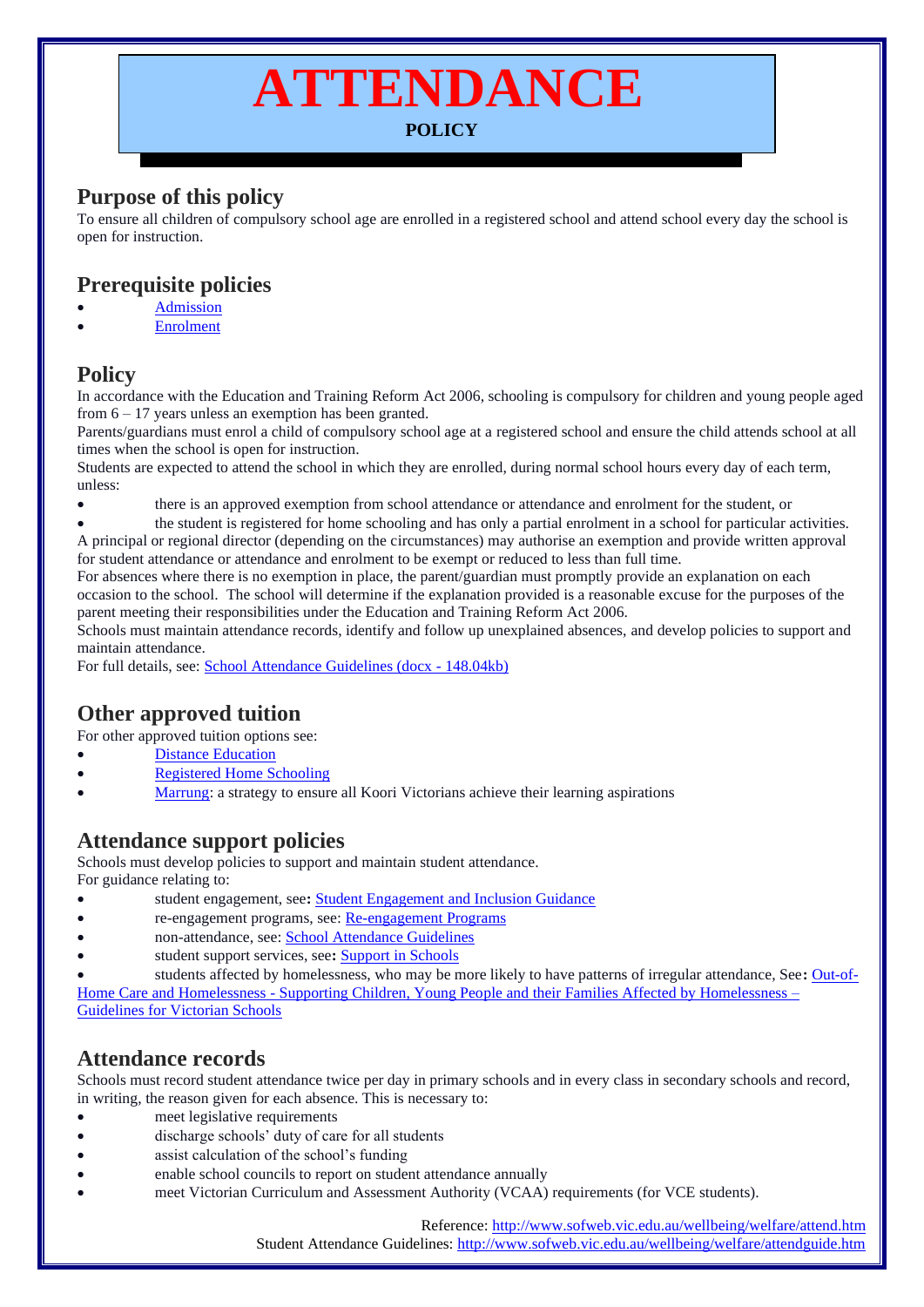# ATTENDANCE

**POLICY**

## Purpose of this policy

To ensure all children of compulsory school age are enrolled in a registered school and attend school every day the school is open for instruction.

## Prerequisite policies

- Admission
- Enrolment

## Policy

In accordance with the Education and Training Reform Act 2006, schooling is compulsory for children and young people aged from 6 – 17 years unless an exemption has been granted.

Parents/guardians must enrol a child of compulsory school age at a registered school and ensure the child attends school at all times when the school is open for instruction.

Students are expected to attend the school in which they are enrolled, during normal school hours every day of each term, unless:

- there is an approved exemption from school attendance or attendance and enrolment for the student, or
- the student is registered for home schooling and has only a partial enrolment in a school for particular activities.

A principal or regional director (depending on the circumstances) may authorise an exemption and provide written approval for student attendance or attendance and enrolment to be exempt or reduced to less than full time.

For absences where there is no exemption in place, the parent/guardian must promptly provide an explanation on each occasion to the school. The school will determine if the explanation provided is a reasonable excuse for the purposes of the parent meeting their responsibilities under the Education and Training Reform Act 2006.

Schools must maintain attendance records, identify and follow up unexplained absences, and develop policies to support and maintain attendance.

For full details, see: School Attendance Guidelines (docx - 148.04kb)

## Other approved tuition

For other approved tuition options see:

- Distance Education
- Registered Home Schooling
- Marrung: a strategy to ensure all Koori Victorians achieve their learning aspirations

## Attendance support policies

Schools must develop policies to support and maintain student attendance.

For guidance relating to:

- student engagement, see**:** Student Engagement and Inclusion Guidance
- re-engagement programs, see: Re-engagement Programs
- non-attendance, see: School Attendance Guidelines
- student support services, see**:** Support in Schools
- students affected by homelessness, who may be more likely to have patterns of irregular attendance, See**:** Out-of-Home Care and Homelessness - Supporting Children, Young People and their Families Affected by Homelessness – Guidelines for Victorian Schools

## Attendance records

Schools must record student attendance twice per day in primary schools and in every class in secondary schools and record, in writing, the reason given for each absence. This is necessary to:

- meet legislative requirements
- discharge schools' duty of care for all students
- assist calculation of the school's funding
- enable school councils to report on student attendance annually
- meet Victorian Curriculum and Assessment Authority (VCAA) requirements (for VCE students).

Reference: http://www.sofweb.vic.edu.au/wellbeing/welfare/attend.htm

Student Attendance Guidelines: http://www.sofweb.vic.edu.au/wellbeing/welfare/attendguide.htm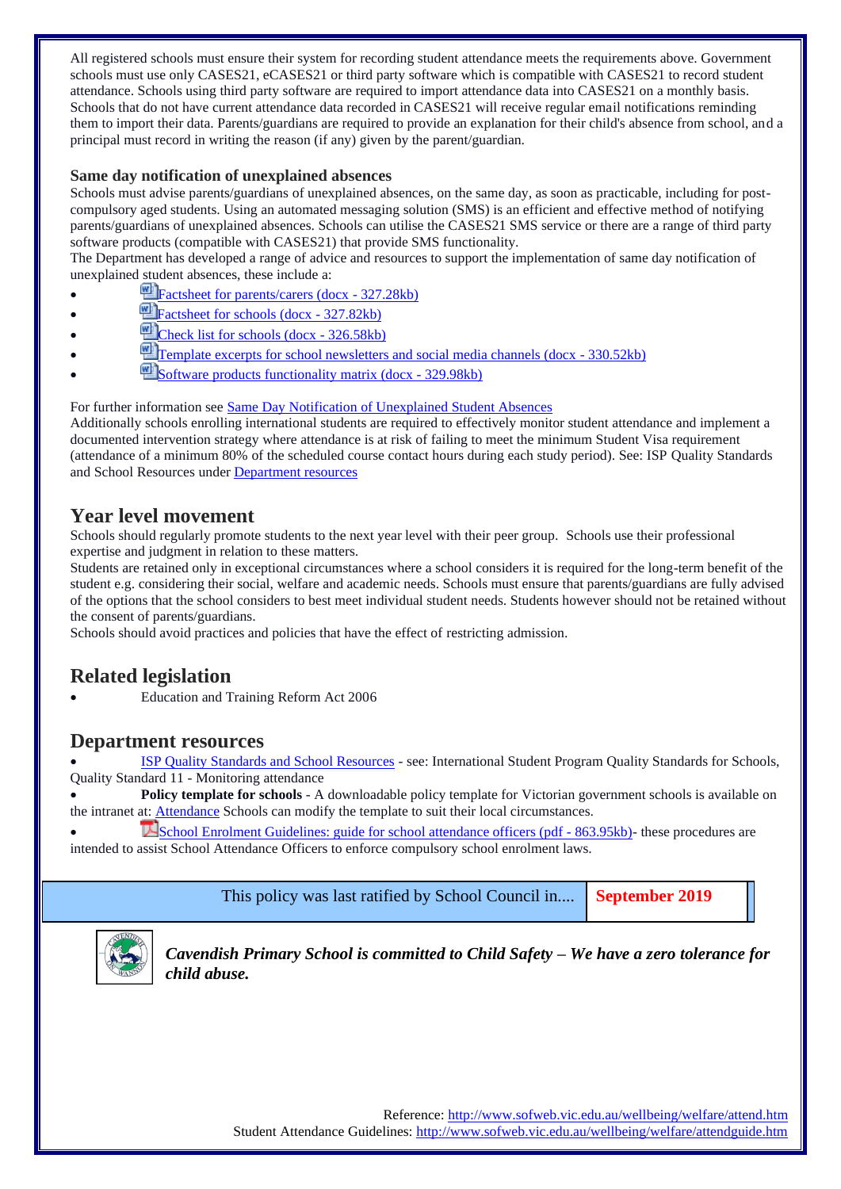All registered schools must ensure their system for recording student attendance meets the requirements above. Government schools must use only CASES21, eCASES21 or third party software which is compatible with CASES21 to record student attendance. Schools using third party software are required to import attendance data into CASES21 on a monthly basis. Schools that do not have current attendance data recorded in CASES21 will receive regular email notifications reminding them to import their data. Parents/guardians are required to provide an explanation for their child's absence from school, and a principal must record in writing the reason (if any) given by the parent/guardian.

### Same day notification of unexplained absences

Schools must advise parents/guardians of unexplained absences, on the same day, as soon as practicable, including for post-compulsory aged students. Using an automated messaging solution (SMS) is an efficient and effective method of notifying parents/guardians of unexplained absences. Schools can utilise the CASES21 SMS service or there are a range of third party software products (compatible with CASES21) that provide SMS functionality.

The Department has developed a range of advice and resources to support the implementation of same day notification of unexplained student absences, these include a:

- Factsheet for parents/carers (docx - 327.28kb)
- Factsheet for schools (docx - 327.82kb)
- Check list for schools (docx - 326.58kb)
- Template excerpts for school newsletters and social media channels (docx - 330.52kb)
- Software products functionality matrix (docx - 329.98kb)

For further information see Same Day Notification of Unexplained Student Absences

Additionally schools enrolling international students are required to effectively monitor student attendance and implement a documented intervention strategy where attendance is at risk of failing to meet the minimum Student Visa requirement (attendance of a minimum 80% of the scheduled course contact hours during each study period). See: ISP Quality Standards and School Resources under Department resources

## Year level movement

Schools should regularly promote students to the next year level with their peer group. Schools use their professional expertise and judgment in relation to these matters.

Students are retained only in exceptional circumstances where a school considers it is required for the long-term benefit of the student e.g. considering their social, welfare and academic needs. Schools must ensure that parents/guardians are fully advised of the options that the school considers to best meet individual student needs. Students however should not be retained without the consent of parents/guardians.

Schools should avoid practices and policies that have the effect of restricting admission.

## Related legislation

- Education and Training Reform Act 2006

## Department resources

- ISP Quality Standards and School Resources - see: International Student Program Quality Standards for Schools, Quality Standard 11 - Monitoring attendance
- **Policy template for schools** - A downloadable policy template for Victorian government schools is available on the intranet at: Attendance Schools can modify the template to suit their local circumstances.
- School Enrolment Guidelines: guide for school attendance officers (pdf - 863.95kb)- these procedures are intended to assist School Attendance Officers to enforce compulsory school enrolment laws.

| This policy was last ratified by School Council in.... | **September 2019** |
|---|---|

***Cavendish Primary School is committed to Child Safety – We have a zero tolerance for child abuse.***

Reference: http://www.sofweb.vic.edu.au/wellbeing/welfare/attend.htm
Student Attendance Guidelines: http://www.sofweb.vic.edu.au/wellbeing/welfare/attendguide.htm